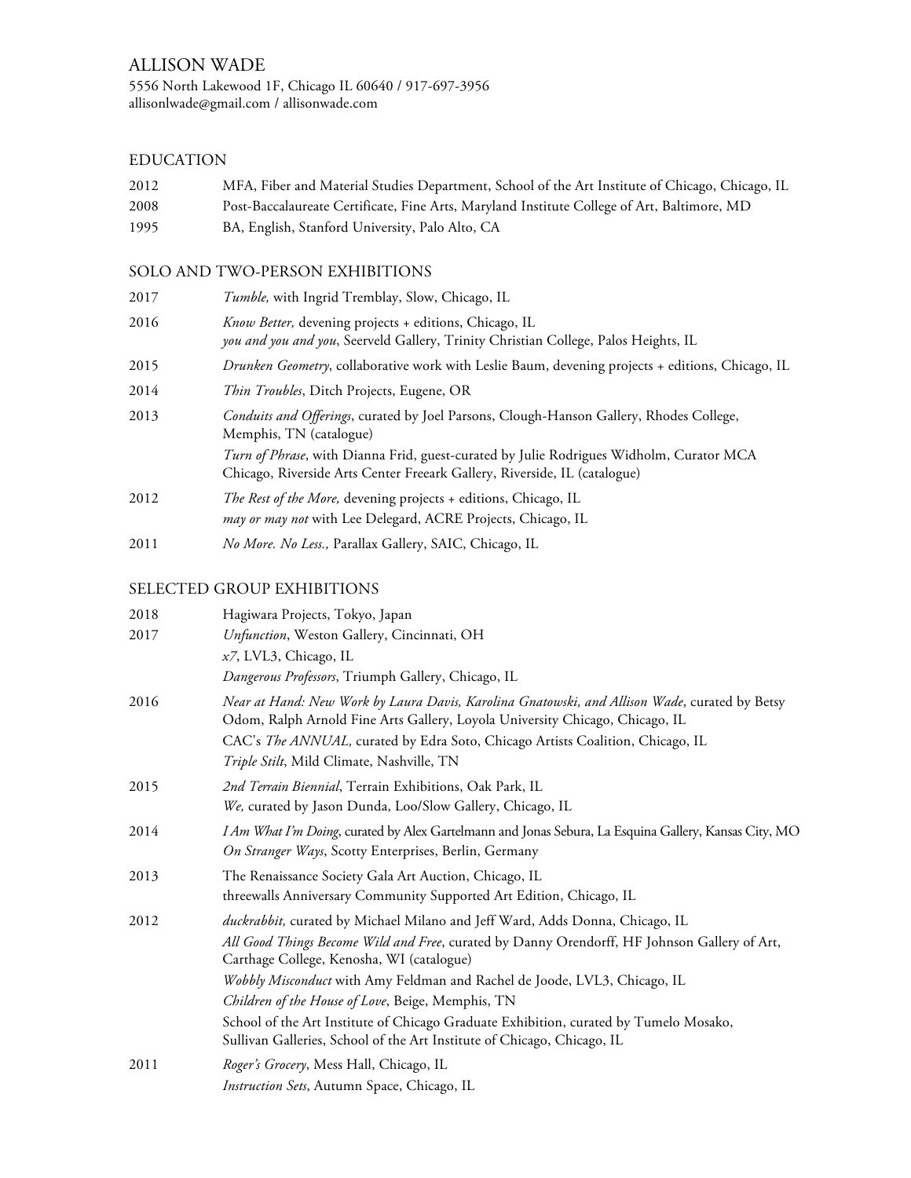# ALLISON WADE

5556 North Lakewood 1F, Chicago IL 60640 / 917-697-3956
allisonlwade@gmail.com / allisonwade.com

## EDUCATION

2012 MFA, Fiber and Material Studies Department, School of the Art Institute of Chicago, Chicago, IL
2008 Post-Baccalaureate Certificate, Fine Arts, Maryland Institute College of Art, Baltimore, MD
1995 BA, English, Stanford University, Palo Alto, CA

## SOLO AND TWO-PERSON EXHIBITIONS

2017 *Tumble,* with Ingrid Tremblay, Slow, Chicago, IL

2016 *Know Better,* devening projects + editions, Chicago, IL
*you and you and you*, Seerveld Gallery, Trinity Christian College, Palos Heights, IL

2015 *Drunken Geometry*, collaborative work with Leslie Baum, devening projects + editions, Chicago, IL

2014 *Thin Troubles*, Ditch Projects, Eugene, OR

2013 *Conduits and Offerings*, curated by Joel Parsons, Clough-Hanson Gallery, Rhodes College, Memphis, TN (catalogue)
*Turn of Phrase*, with Dianna Frid, guest-curated by Julie Rodrigues Widholm, Curator MCA Chicago, Riverside Arts Center Freeark Gallery, Riverside, IL (catalogue)

2012 *The Rest of the More,* devening projects + editions, Chicago, IL
*may or may not* with Lee Delegard, ACRE Projects, Chicago, IL

2011 *No More. No Less.,* Parallax Gallery, SAIC, Chicago, IL

## SELECTED GROUP EXHIBITIONS

2018 Hagiwara Projects, Tokyo, Japan

2017 *Unfunction*, Weston Gallery, Cincinnati, OH
*x7*, LVL3, Chicago, IL
*Dangerous Professors*, Triumph Gallery, Chicago, IL

2016 *Near at Hand: New Work by Laura Davis, Karolina Gnatowski, and Allison Wade*, curated by Betsy Odom, Ralph Arnold Fine Arts Gallery, Loyola University Chicago, Chicago, IL
CAC's *The ANNUAL,* curated by Edra Soto, Chicago Artists Coalition, Chicago, IL
*Triple Stilt*, Mild Climate, Nashville, TN

2015 *2nd Terrain Biennial*, Terrain Exhibitions, Oak Park, IL
*We,* curated by Jason Dunda, Loo/Slow Gallery, Chicago, IL

2014 *I Am What I'm Doing*, curated by Alex Gartelmann and Jonas Sebura, La Esquina Gallery, Kansas City, MO
*On Stranger Ways*, Scotty Enterprises, Berlin, Germany

2013 The Renaissance Society Gala Art Auction, Chicago, IL
threewalls Anniversary Community Supported Art Edition, Chicago, IL

2012 *duckrabbit,* curated by Michael Milano and Jeff Ward, Adds Donna, Chicago, IL
*All Good Things Become Wild and Free*, curated by Danny Orendorff, HF Johnson Gallery of Art, Carthage College, Kenosha, WI (catalogue)
*Wobbly Misconduct* with Amy Feldman and Rachel de Joode, LVL3, Chicago, IL
*Children of the House of Love*, Beige, Memphis, TN
School of the Art Institute of Chicago Graduate Exhibition, curated by Tumelo Mosako, Sullivan Galleries, School of the Art Institute of Chicago, Chicago, IL

2011 *Roger's Grocery*, Mess Hall, Chicago, IL
*Instruction Sets*, Autumn Space, Chicago, IL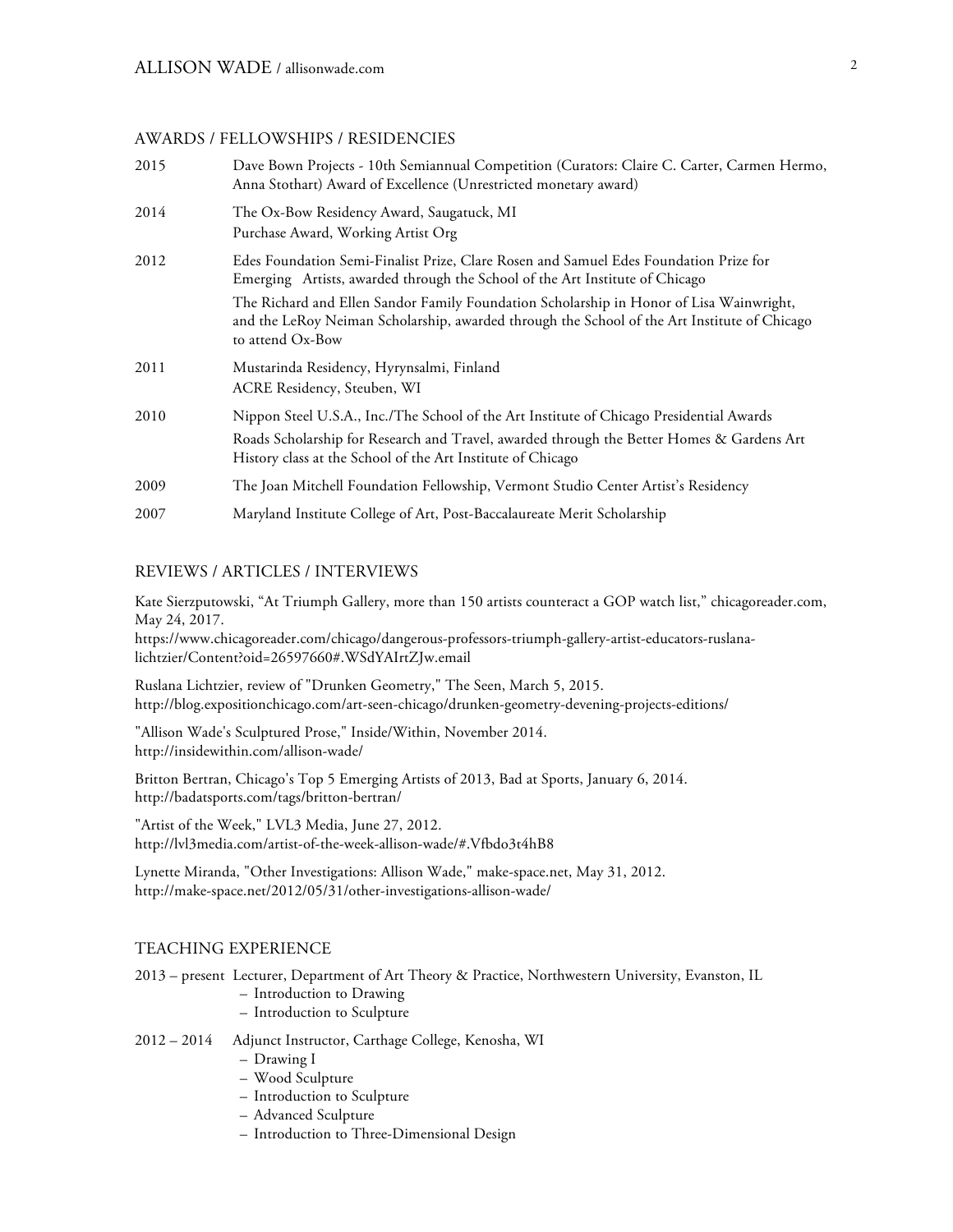## AWARDS / FELLOWSHIPS / RESIDENCIES

2015 — Dave Bown Projects - 10th Semiannual Competition (Curators: Claire C. Carter, Carmen Hermo, Anna Stothart) Award of Excellence (Unrestricted monetary award)

2014 — The Ox-Bow Residency Award, Saugatuck, MI
Purchase Award, Working Artist Org

2012 — Edes Foundation Semi-Finalist Prize, Clare Rosen and Samuel Edes Foundation Prize for Emerging Artists, awarded through the School of the Art Institute of Chicago

The Richard and Ellen Sandor Family Foundation Scholarship in Honor of Lisa Wainwright, and the LeRoy Neiman Scholarship, awarded through the School of the Art Institute of Chicago to attend Ox-Bow

2011 — Mustarinda Residency, Hyrynsalmi, Finland
ACRE Residency, Steuben, WI

2010 — Nippon Steel U.S.A., Inc./The School of the Art Institute of Chicago Presidential Awards

Roads Scholarship for Research and Travel, awarded through the Better Homes & Gardens Art History class at the School of the Art Institute of Chicago

2009 — The Joan Mitchell Foundation Fellowship, Vermont Studio Center Artist's Residency

2007 — Maryland Institute College of Art, Post-Baccalaureate Merit Scholarship

## REVIEWS / ARTICLES / INTERVIEWS

Kate Sierzputowski, "At Triumph Gallery, more than 150 artists counteract a GOP watch list," chicagoreader.com, May 24, 2017.
https://www.chicagoreader.com/chicago/dangerous-professors-triumph-gallery-artist-educators-ruslana-lichtzier/Content?oid=26597660#.WSdYAIrtZJw.email

Ruslana Lichtzier, review of "Drunken Geometry," The Seen, March 5, 2015.
http://blog.expositionchicago.com/art-seen-chicago/drunken-geometry-devening-projects-editions/

"Allison Wade's Sculptured Prose," Inside/Within, November 2014.
http://insidewithin.com/allison-wade/

Britton Bertran, Chicago's Top 5 Emerging Artists of 2013, Bad at Sports, January 6, 2014.
http://badatsports.com/tags/britton-bertran/

"Artist of the Week," LVL3 Media, June 27, 2012.
http://lvl3media.com/artist-of-the-week-allison-wade/#.Vfbdo3t4hB8

Lynette Miranda, "Other Investigations: Allison Wade," make-space.net, May 31, 2012.
http://make-space.net/2012/05/31/other-investigations-allison-wade/

## TEACHING EXPERIENCE

2013 – present — Lecturer, Department of Art Theory & Practice, Northwestern University, Evanston, IL
- Introduction to Drawing
- Introduction to Sculpture

2012 – 2014 — Adjunct Instructor, Carthage College, Kenosha, WI
- Drawing I
- Wood Sculpture
- Introduction to Sculpture
- Advanced Sculpture
- Introduction to Three-Dimensional Design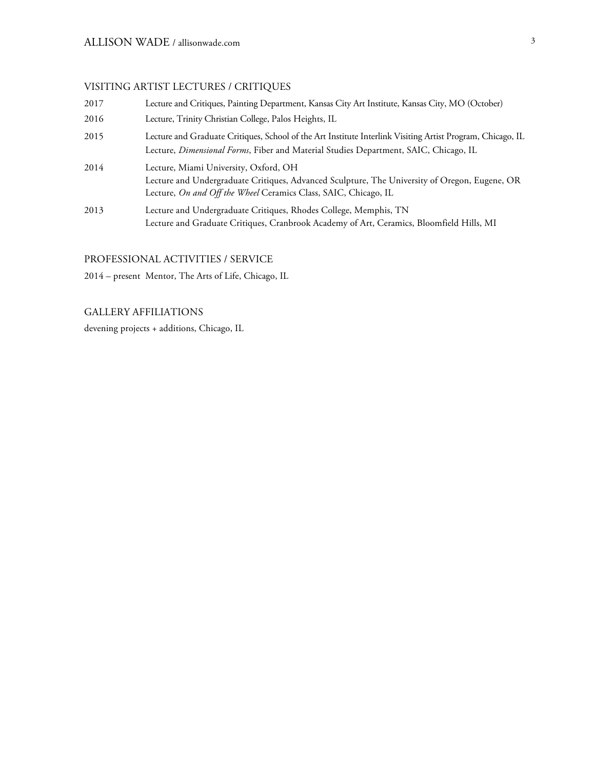## VISITING ARTIST LECTURES / CRITIQUES

| | |
|---|---|
| 2017 | Lecture and Critiques, Painting Department, Kansas City Art Institute, Kansas City, MO (October) |
| 2016 | Lecture, Trinity Christian College, Palos Heights, IL |
| 2015 | Lecture and Graduate Critiques, School of the Art Institute Interlink Visiting Artist Program, Chicago, IL<br>Lecture, *Dimensional Forms*, Fiber and Material Studies Department, SAIC, Chicago, IL |
| 2014 | Lecture, Miami University, Oxford, OH<br>Lecture and Undergraduate Critiques, Advanced Sculpture, The University of Oregon, Eugene, OR<br>Lecture, *On and Off the Wheel* Ceramics Class, SAIC, Chicago, IL |
| 2013 | Lecture and Undergraduate Critiques, Rhodes College, Memphis, TN<br>Lecture and Graduate Critiques, Cranbrook Academy of Art, Ceramics, Bloomfield Hills, MI |

## PROFESSIONAL ACTIVITIES / SERVICE

2014 – present Mentor, The Arts of Life, Chicago, IL

## GALLERY AFFILIATIONS

devening projects + additions, Chicago, IL